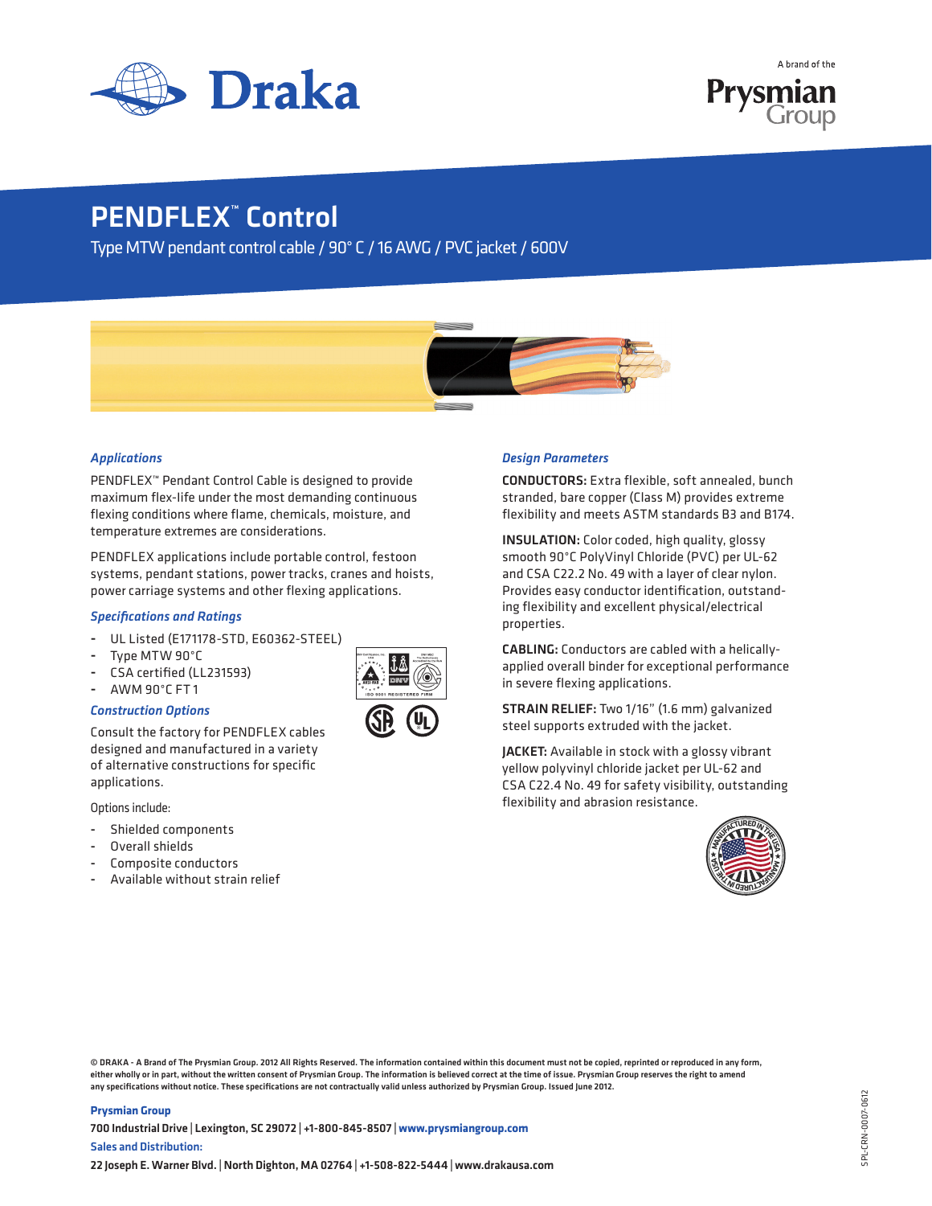A brand of the Prysmian Group

# PENDFLEX™ Control

Type MTW pendant control cable / 90° C / 16 AWG / PVC jacket / 600V

### *Applications*

PENDFLEX™ Pendant Control Cable is designed to provide maximum flex-life under the most demanding continuous flexing conditions where flame, chemicals, moisture, and temperature extremes are considerations.

PENDFLEX applications include portable control, festoon systems, pendant stations, power tracks, cranes and hoists, power carriage systems and other flexing applications.

### *Specifications and Ratings*

- UL Listed (E171178-STD, E60362-STEEL)
- Type MTW 90°C
- CSA certified (LL231593)
- AWM 90°C FT 1

### *Construction Options*

Consult the factory for PENDFLEX cables designed and manufactured in a variety of alternative constructions for specific applications.

Options include:

- Shielded components
- Overall shields
- Composite conductors
- Available without strain relief

### *Design Parameters*

**CONDUCTORS:** Extra flexible, soft annealed, bunch stranded, bare copper (Class M) provides extreme flexibility and meets ASTM standards B3 and B174.

**INSULATION:** Color coded, high quality, glossy smooth 90°C PolyVinyl Chloride (PVC) per UL-62 and CSA C22.2 No. 49 with a layer of clear nylon. Provides easy conductor identification, outstanding flexibility and excellent physical/electrical properties.

**CABLING:** Conductors are cabled with a helically-applied overall binder for exceptional performance in severe flexing applications.

**STRAIN RELIEF:** Two 1/16" (1.6 mm) galvanized steel supports extruded with the jacket.

**JACKET:** Available in stock with a glossy vibrant yellow polyvinyl chloride jacket per UL-62 and CSA C22.4 No. 49 for safety visibility, outstanding flexibility and abrasion resistance.

© DRAKA - A Brand of The Prysmian Group. 2012 All Rights Reserved. The information contained within this document must not be copied, reprinted or reproduced in any form, either wholly or in part, without the written consent of Prysmian Group. The information is believed correct at the time of issue. Prysmian Group reserves the right to amend any specifications without notice. These specifications are not contractually valid unless authorized by Prysmian Group. Issued June 2012.

**Prysmian Group**
700 Industrial Drive | Lexington, SC 29072 | +1-800-845-8507 | www.prysmiangroup.com

**Sales and Distribution:**
22 Joseph E. Warner Blvd. | North Dighton, MA 02764 | +1-508-822-5444 | www.drakausa.com

SPL-CRN-0007-0612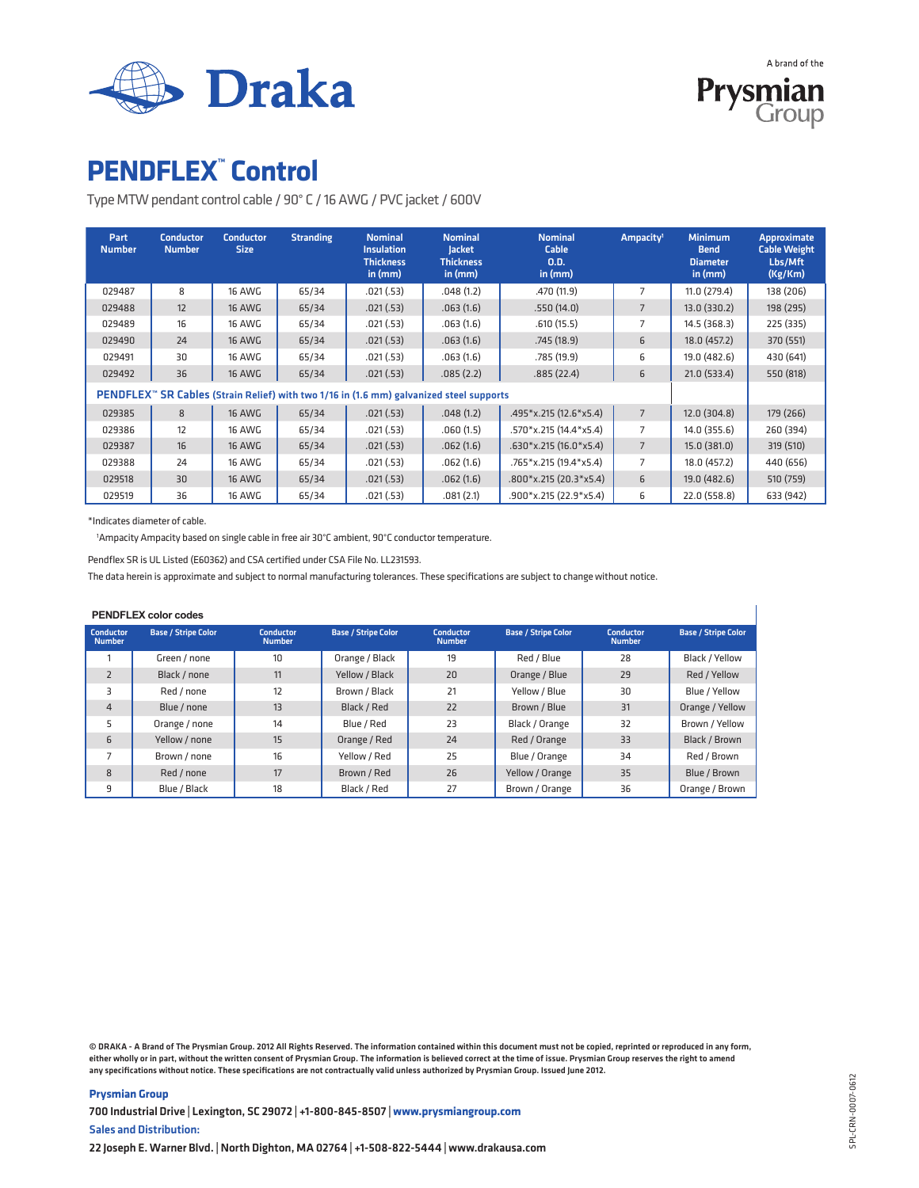Draka

A brand of the Prysmian Group

# PENDFLEX™ Control

Type MTW pendant control cable / 90° C / 16 AWG / PVC jacket / 600V

| Part Number | Conductor Number | Conductor Size | Stranding | Nominal Insulation Thickness in (mm) | Nominal Jacket Thickness in (mm) | Nominal Cable O.D. in (mm) | Ampacity[1] | Minimum Bend Diameter in (mm) | Approximate Cable Weight Lbs/Mft (Kg/Km) |
|---|---|---|---|---|---|---|---|---|---|
| 029487 | 8 | 16 AWG | 65/34 | .021 (.53) | .048 (1.2) | .470 (11.9) | 7 | 11.0 (279.4) | 138 (206) |
| 029488 | 12 | 16 AWG | 65/34 | .021 (.53) | .063 (1.6) | .550 (14.0) | 7 | 13.0 (330.2) | 198 (295) |
| 029489 | 16 | 16 AWG | 65/34 | .021 (.53) | .063 (1.6) | .610 (15.5) | 7 | 14.5 (368.3) | 225 (335) |
| 029490 | 24 | 16 AWG | 65/34 | .021 (.53) | .063 (1.6) | .745 (18.9) | 6 | 18.0 (457.2) | 370 (551) |
| 029491 | 30 | 16 AWG | 65/34 | .021 (.53) | .063 (1.6) | .785 (19.9) | 6 | 19.0 (482.6) | 430 (641) |
| 029492 | 36 | 16 AWG | 65/34 | .021 (.53) | .085 (2.2) | .885 (22.4) | 6 | 21.0 (533.4) | 550 (818) |
| **PENDFLEX™ SR Cables** (Strain Relief) with two 1/16 in (1.6 mm) galvanized steel supports | | | | | | | | | |
| 029385 | 8 | 16 AWG | 65/34 | .021 (.53) | .048 (1.2) | .495*x.215 (12.6*x5.4) | 7 | 12.0 (304.8) | 179 (266) |
| 029386 | 12 | 16 AWG | 65/34 | .021 (.53) | .060 (1.5) | .570*x.215 (14.4*x5.4) | 7 | 14.0 (355.6) | 260 (394) |
| 029387 | 16 | 16 AWG | 65/34 | .021 (.53) | .062 (1.6) | .630*x.215 (16.0*x5.4) | 7 | 15.0 (381.0) | 319 (510) |
| 029388 | 24 | 16 AWG | 65/34 | .021 (.53) | .062 (1.6) | .765*x.215 (19.4*x5.4) | 7 | 18.0 (457.2) | 440 (656) |
| 029518 | 30 | 16 AWG | 65/34 | .021 (.53) | .062 (1.6) | .800*x.215 (20.3*x5.4) | 6 | 19.0 (482.6) | 510 (759) |
| 029519 | 36 | 16 AWG | 65/34 | .021 (.53) | .081 (2.1) | .900*x.215 (22.9*x5.4) | 6 | 22.0 (558.8) | 633 (942) |

*Indicates diameter of cable.

[1]Ampacity Ampacity based on single cable in free air 30°C ambient, 90°C conductor temperature.

Pendflex SR is UL Listed (E60362) and CSA certified under CSA File No. LL231593.

The data herein is approximate and subject to normal manufacturing tolerances. These specifications are subject to change without notice.

**PENDFLEX color codes**

| Conductor Number | Base / Stripe Color | Conductor Number | Base / Stripe Color | Conductor Number | Base / Stripe Color | Conductor Number | Base / Stripe Color |
|---|---|---|---|---|---|---|---|
| 1 | Green / none | 10 | Orange / Black | 19 | Red / Blue | 28 | Black / Yellow |
| 2 | Black / none | 11 | Yellow / Black | 20 | Orange / Blue | 29 | Red / Yellow |
| 3 | Red / none | 12 | Brown / Black | 21 | Yellow / Blue | 30 | Blue / Yellow |
| 4 | Blue / none | 13 | Black / Red | 22 | Brown / Blue | 31 | Orange / Yellow |
| 5 | Orange / none | 14 | Blue / Red | 23 | Black / Orange | 32 | Brown / Yellow |
| 6 | Yellow / none | 15 | Orange / Red | 24 | Red / Orange | 33 | Black / Brown |
| 7 | Brown / none | 16 | Yellow / Red | 25 | Blue / Orange | 34 | Red / Brown |
| 8 | Red / none | 17 | Brown / Red | 26 | Yellow / Orange | 35 | Blue / Brown |
| 9 | Blue / Black | 18 | Black / Red | 27 | Brown / Orange | 36 | Orange / Brown |

**© DRAKA - A Brand of The Prysmian Group. 2012 All Rights Reserved. The information contained within this document must not be copied, reprinted or reproduced in any form, either wholly or in part, without the written consent of Prysmian Group. The information is believed correct at the time of issue. Prysmian Group reserves the right to amend any specifications without notice. These specifications are not contractually valid unless authorized by Prysmian Group. Issued June 2012.**

**Prysmian Group**

**700 Industrial Drive | Lexington, SC 29072 | +1-800-845-8507 | www.prysmiangroup.com**

**Sales and Distribution:**

**22 Joseph E. Warner Blvd. | North Dighton, MA 02764 | +1-508-822-5444 | www.drakausa.com**

SPL-CRN-0007-0612